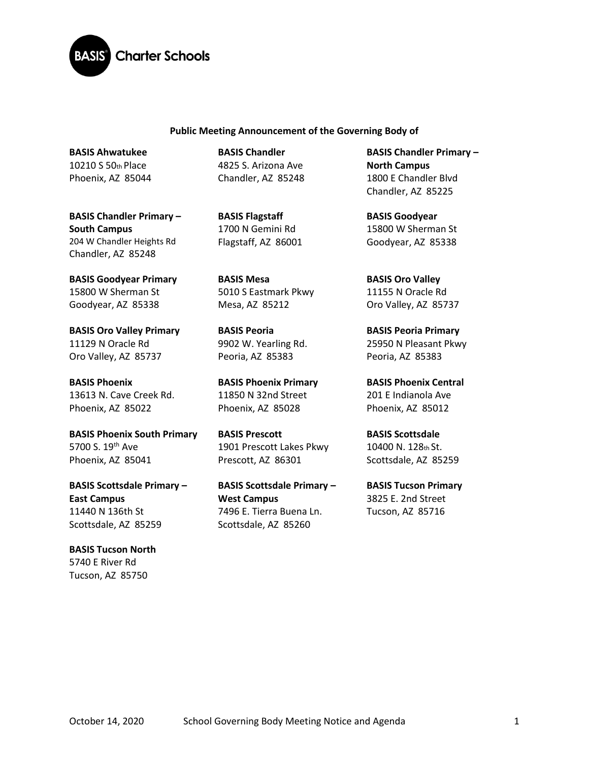**Public Meeting Announcement of the Governing Body of**

**BASIS Ahwatukee**
10210 S 50th Place
Phoenix, AZ 85044

**BASIS Chandler**
4825 S. Arizona Ave
Chandler, AZ 85248

**BASIS Chandler Primary – North Campus**
1800 E Chandler Blvd
Chandler, AZ 85225

**BASIS Chandler Primary – South Campus**
204 W Chandler Heights Rd
Chandler, AZ 85248

**BASIS Flagstaff**
1700 N Gemini Rd
Flagstaff, AZ 86001

**BASIS Goodyear**
15800 W Sherman St
Goodyear, AZ 85338

**BASIS Goodyear Primary**
15800 W Sherman St
Goodyear, AZ 85338

**BASIS Mesa**
5010 S Eastmark Pkwy
Mesa, AZ 85212

**BASIS Oro Valley**
11155 N Oracle Rd
Oro Valley, AZ 85737

**BASIS Oro Valley Primary**
11129 N Oracle Rd
Oro Valley, AZ 85737

**BASIS Peoria**
9902 W. Yearling Rd.
Peoria, AZ 85383

**BASIS Peoria Primary**
25950 N Pleasant Pkwy
Peoria, AZ 85383

**BASIS Phoenix**
13613 N. Cave Creek Rd.
Phoenix, AZ 85022

**BASIS Phoenix Primary**
11850 N 32nd Street
Phoenix, AZ 85028

**BASIS Phoenix Central**
201 E Indianola Ave
Phoenix, AZ 85012

**BASIS Phoenix South Primary**
5700 S. 19th Ave
Phoenix, AZ 85041

**BASIS Prescott**
1901 Prescott Lakes Pkwy
Prescott, AZ 86301

**BASIS Scottsdale**
10400 N. 128th St.
Scottsdale, AZ 85259

**BASIS Scottsdale Primary – East Campus**
11440 N 136th St
Scottsdale, AZ 85259

**BASIS Scottsdale Primary – West Campus**
7496 E. Tierra Buena Ln.
Scottsdale, AZ 85260

**BASIS Tucson Primary**
3825 E. 2nd Street
Tucson, AZ 85716

**BASIS Tucson North**
5740 E River Rd
Tucson, AZ 85750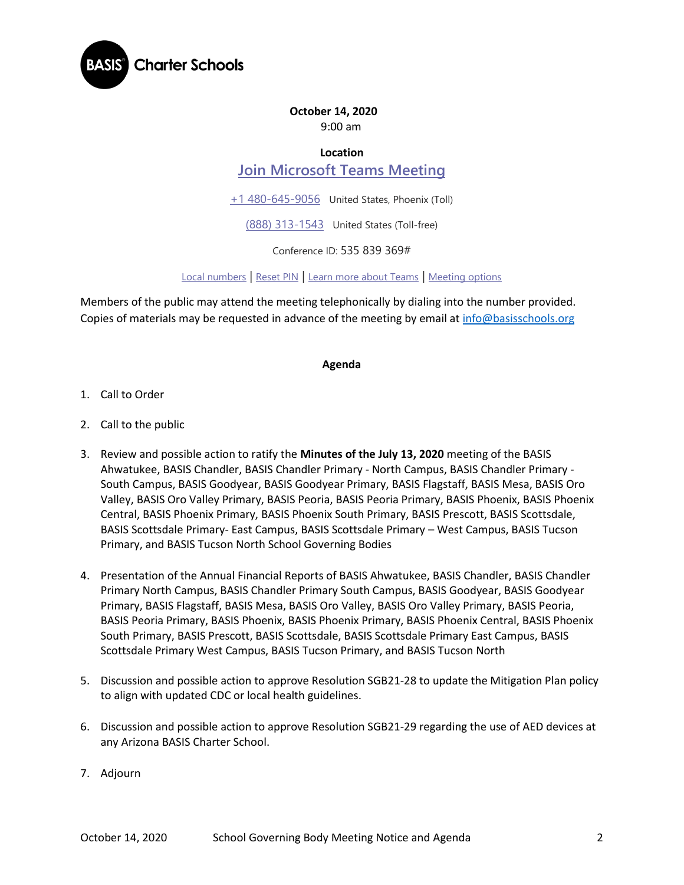**October 14, 2020**
9:00 am

**Location**

[Join Microsoft Teams Meeting](#)

[+1 480-645-9056](#) United States, Phoenix (Toll)

[(888) 313-1543](#) United States (Toll-free)

Conference ID: 535 839 369#

[Local numbers](#) | [Reset PIN](#) | [Learn more about Teams](#) | [Meeting options](#)

Members of the public may attend the meeting telephonically by dialing into the number provided. Copies of materials may be requested in advance of the meeting by email at info@basisschools.org

## Agenda

1. Call to Order
2. Call to the public
3. Review and possible action to ratify the **Minutes of the July 13, 2020** meeting of the BASIS Ahwatukee, BASIS Chandler, BASIS Chandler Primary - North Campus, BASIS Chandler Primary - South Campus, BASIS Goodyear, BASIS Goodyear Primary, BASIS Flagstaff, BASIS Mesa, BASIS Oro Valley, BASIS Oro Valley Primary, BASIS Peoria, BASIS Peoria Primary, BASIS Phoenix, BASIS Phoenix Central, BASIS Phoenix Primary, BASIS Phoenix South Primary, BASIS Prescott, BASIS Scottsdale, BASIS Scottsdale Primary- East Campus, BASIS Scottsdale Primary – West Campus, BASIS Tucson Primary, and BASIS Tucson North School Governing Bodies
4. Presentation of the Annual Financial Reports of BASIS Ahwatukee, BASIS Chandler, BASIS Chandler Primary North Campus, BASIS Chandler Primary South Campus, BASIS Goodyear, BASIS Goodyear Primary, BASIS Flagstaff, BASIS Mesa, BASIS Oro Valley, BASIS Oro Valley Primary, BASIS Peoria, BASIS Peoria Primary, BASIS Phoenix, BASIS Phoenix Primary, BASIS Phoenix Central, BASIS Phoenix South Primary, BASIS Prescott, BASIS Scottsdale, BASIS Scottsdale Primary East Campus, BASIS Scottsdale Primary West Campus, BASIS Tucson Primary, and BASIS Tucson North
5. Discussion and possible action to approve Resolution SGB21-28 to update the Mitigation Plan policy to align with updated CDC or local health guidelines.
6. Discussion and possible action to approve Resolution SGB21-29 regarding the use of AED devices at any Arizona BASIS Charter School.
7. Adjourn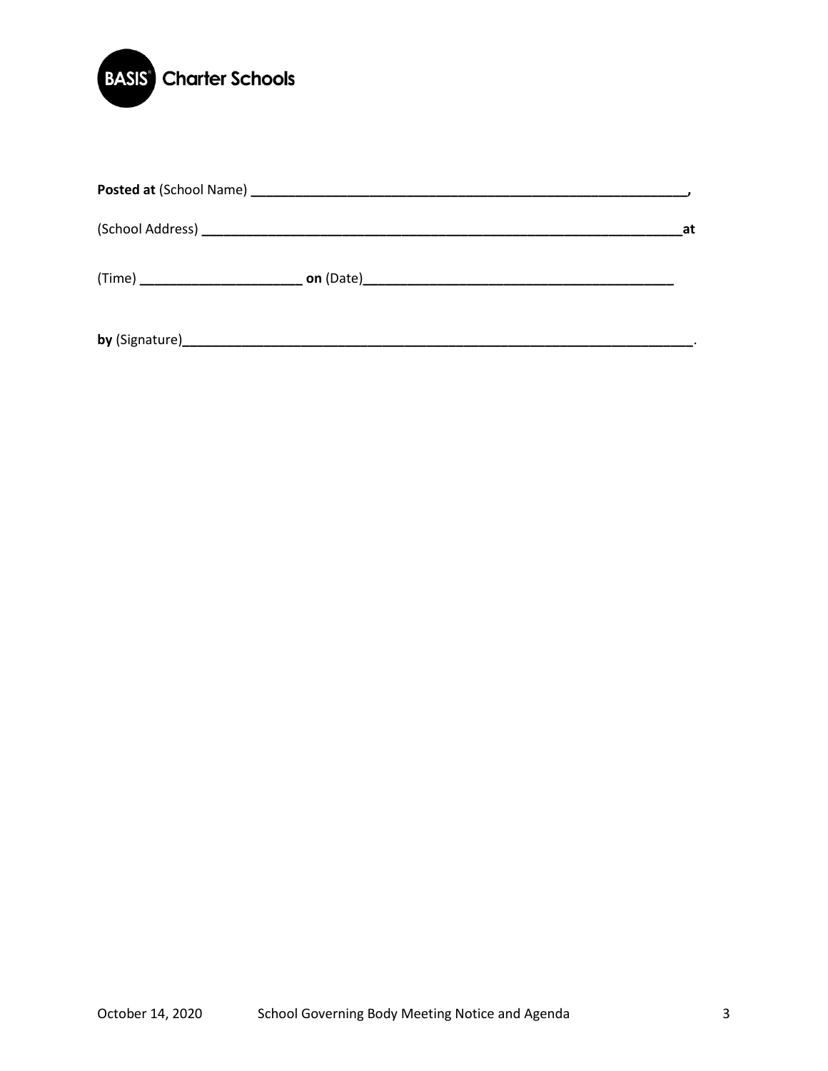**Posted at** (School Name) ____________________________________________________________**,**

(School Address) ____________________________________________________________________**at**

(Time) ______________________ **on** (Date)___________________________________________

**by** (Signature)_______________________________________________________________________.